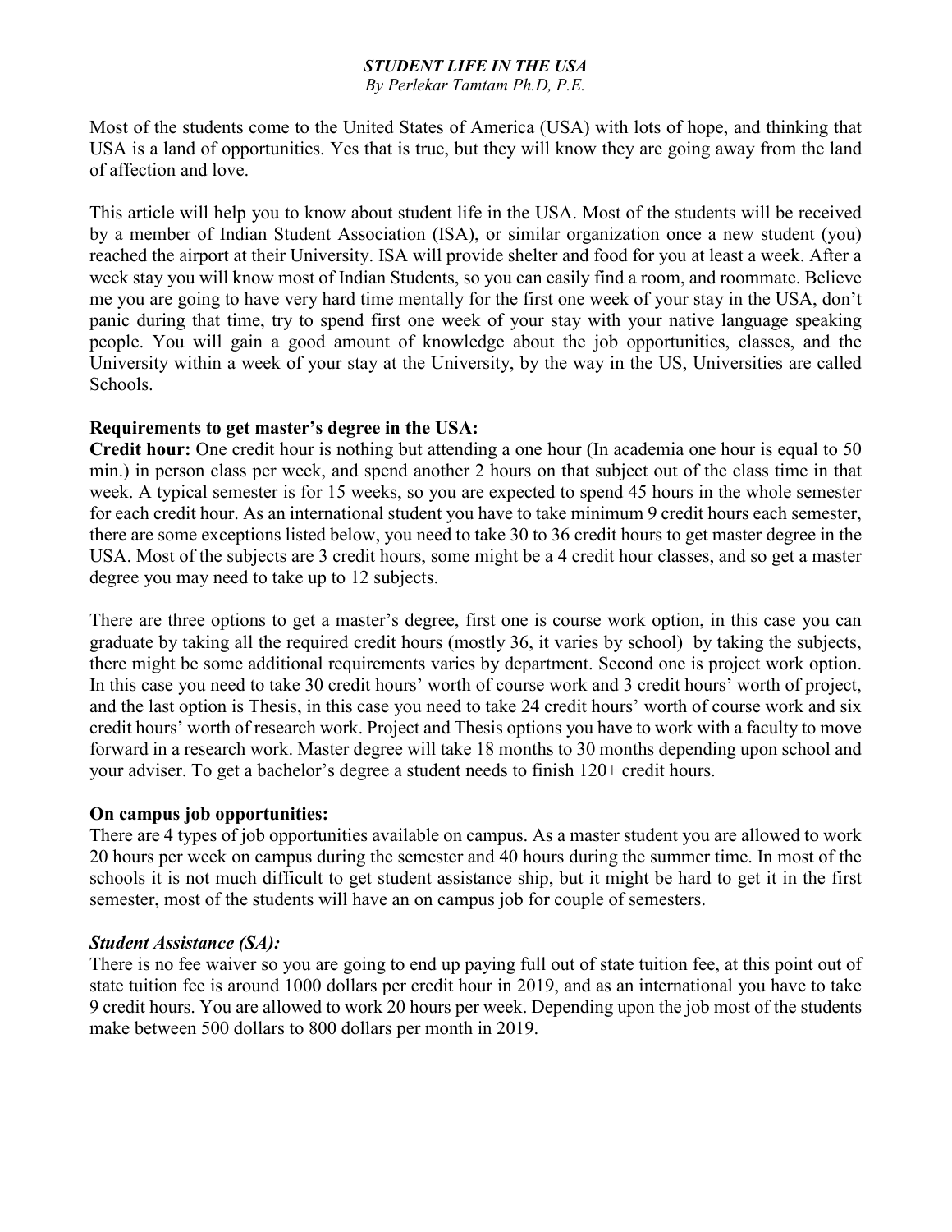***STUDENT LIFE IN THE USA***

*By Perlekar Tamtam Ph.D, P.E.*

Most of the students come to the United States of America (USA) with lots of hope, and thinking that USA is a land of opportunities. Yes that is true, but they will know they are going away from the land of affection and love.

This article will help you to know about student life in the USA. Most of the students will be received by a member of Indian Student Association (ISA), or similar organization once a new student (you) reached the airport at their University. ISA will provide shelter and food for you at least a week. After a week stay you will know most of Indian Students, so you can easily find a room, and roommate. Believe me you are going to have very hard time mentally for the first one week of your stay in the USA, don't panic during that time, try to spend first one week of your stay with your native language speaking people. You will gain a good amount of knowledge about the job opportunities, classes, and the University within a week of your stay at the University, by the way in the US, Universities are called Schools.

**Requirements to get master's degree in the USA:**

**Credit hour:** One credit hour is nothing but attending a one hour (In academia one hour is equal to 50 min.) in person class per week, and spend another 2 hours on that subject out of the class time in that week. A typical semester is for 15 weeks, so you are expected to spend 45 hours in the whole semester for each credit hour. As an international student you have to take minimum 9 credit hours each semester, there are some exceptions listed below, you need to take 30 to 36 credit hours to get master degree in the USA. Most of the subjects are 3 credit hours, some might be a 4 credit hour classes, and so get a master degree you may need to take up to 12 subjects.

There are three options to get a master's degree, first one is course work option, in this case you can graduate by taking all the required credit hours (mostly 36, it varies by school) by taking the subjects, there might be some additional requirements varies by department. Second one is project work option. In this case you need to take 30 credit hours' worth of course work and 3 credit hours' worth of project, and the last option is Thesis, in this case you need to take 24 credit hours' worth of course work and six credit hours' worth of research work. Project and Thesis options you have to work with a faculty to move forward in a research work. Master degree will take 18 months to 30 months depending upon school and your adviser. To get a bachelor's degree a student needs to finish 120+ credit hours.

**On campus job opportunities:**

There are 4 types of job opportunities available on campus. As a master student you are allowed to work 20 hours per week on campus during the semester and 40 hours during the summer time. In most of the schools it is not much difficult to get student assistance ship, but it might be hard to get it in the first semester, most of the students will have an on campus job for couple of semesters.

***Student Assistance (SA):***

There is no fee waiver so you are going to end up paying full out of state tuition fee, at this point out of state tuition fee is around 1000 dollars per credit hour in 2019, and as an international you have to take 9 credit hours. You are allowed to work 20 hours per week. Depending upon the job most of the students make between 500 dollars to 800 dollars per month in 2019.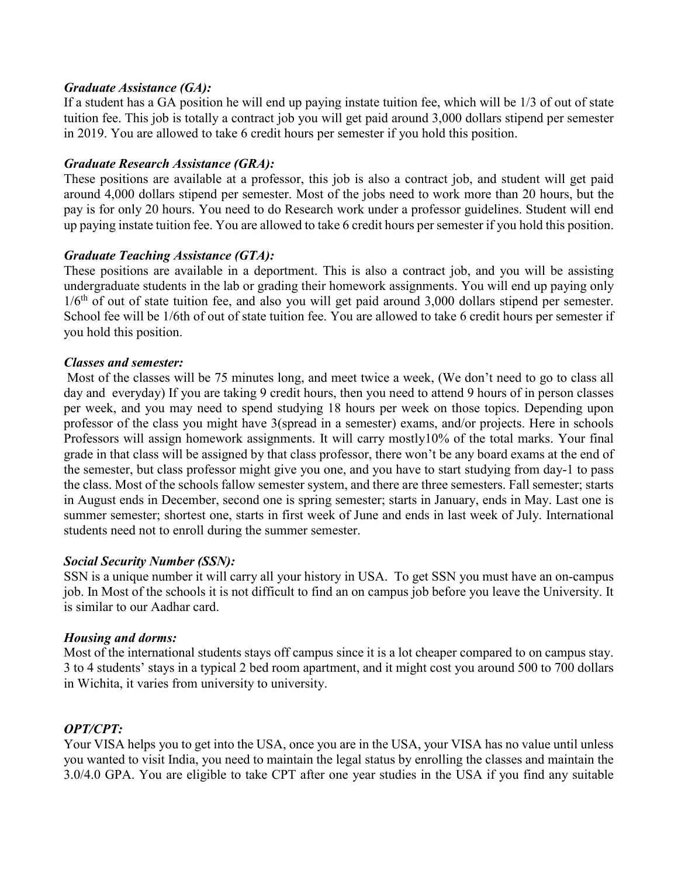***Graduate Assistance (GA):***

If a student has a GA position he will end up paying instate tuition fee, which will be 1/3 of out of state tuition fee. This job is totally a contract job you will get paid around 3,000 dollars stipend per semester in 2019. You are allowed to take 6 credit hours per semester if you hold this position.

***Graduate Research Assistance (GRA):***

These positions are available at a professor, this job is also a contract job, and student will get paid around 4,000 dollars stipend per semester. Most of the jobs need to work more than 20 hours, but the pay is for only 20 hours. You need to do Research work under a professor guidelines. Student will end up paying instate tuition fee. You are allowed to take 6 credit hours per semester if you hold this position.

***Graduate Teaching Assistance (GTA):***

These positions are available in a deportment. This is also a contract job, and you will be assisting undergraduate students in the lab or grading their homework assignments. You will end up paying only $1/6^{th}$ of out of state tuition fee, and also you will get paid around 3,000 dollars stipend per semester. School fee will be 1/6th of out of state tuition fee. You are allowed to take 6 credit hours per semester if you hold this position.

***Classes and semester:***

Most of the classes will be 75 minutes long, and meet twice a week, (We don't need to go to class all day and everyday) If you are taking 9 credit hours, then you need to attend 9 hours of in person classes per week, and you may need to spend studying 18 hours per week on those topics. Depending upon professor of the class you might have 3(spread in a semester) exams, and/or projects. Here in schools Professors will assign homework assignments. It will carry mostly10% of the total marks. Your final grade in that class will be assigned by that class professor, there won't be any board exams at the end of the semester, but class professor might give you one, and you have to start studying from day-1 to pass the class. Most of the schools fallow semester system, and there are three semesters. Fall semester; starts in August ends in December, second one is spring semester; starts in January, ends in May. Last one is summer semester; shortest one, starts in first week of June and ends in last week of July. International students need not to enroll during the summer semester.

***Social Security Number (SSN):***

SSN is a unique number it will carry all your history in USA. To get SSN you must have an on-campus job. In Most of the schools it is not difficult to find an on campus job before you leave the University. It is similar to our Aadhar card.

***Housing and dorms:***

Most of the international students stays off campus since it is a lot cheaper compared to on campus stay. 3 to 4 students' stays in a typical 2 bed room apartment, and it might cost you around 500 to 700 dollars in Wichita, it varies from university to university.

***OPT/CPT:***

Your VISA helps you to get into the USA, once you are in the USA, your VISA has no value until unless you wanted to visit India, you need to maintain the legal status by enrolling the classes and maintain the 3.0/4.0 GPA. You are eligible to take CPT after one year studies in the USA if you find any suitable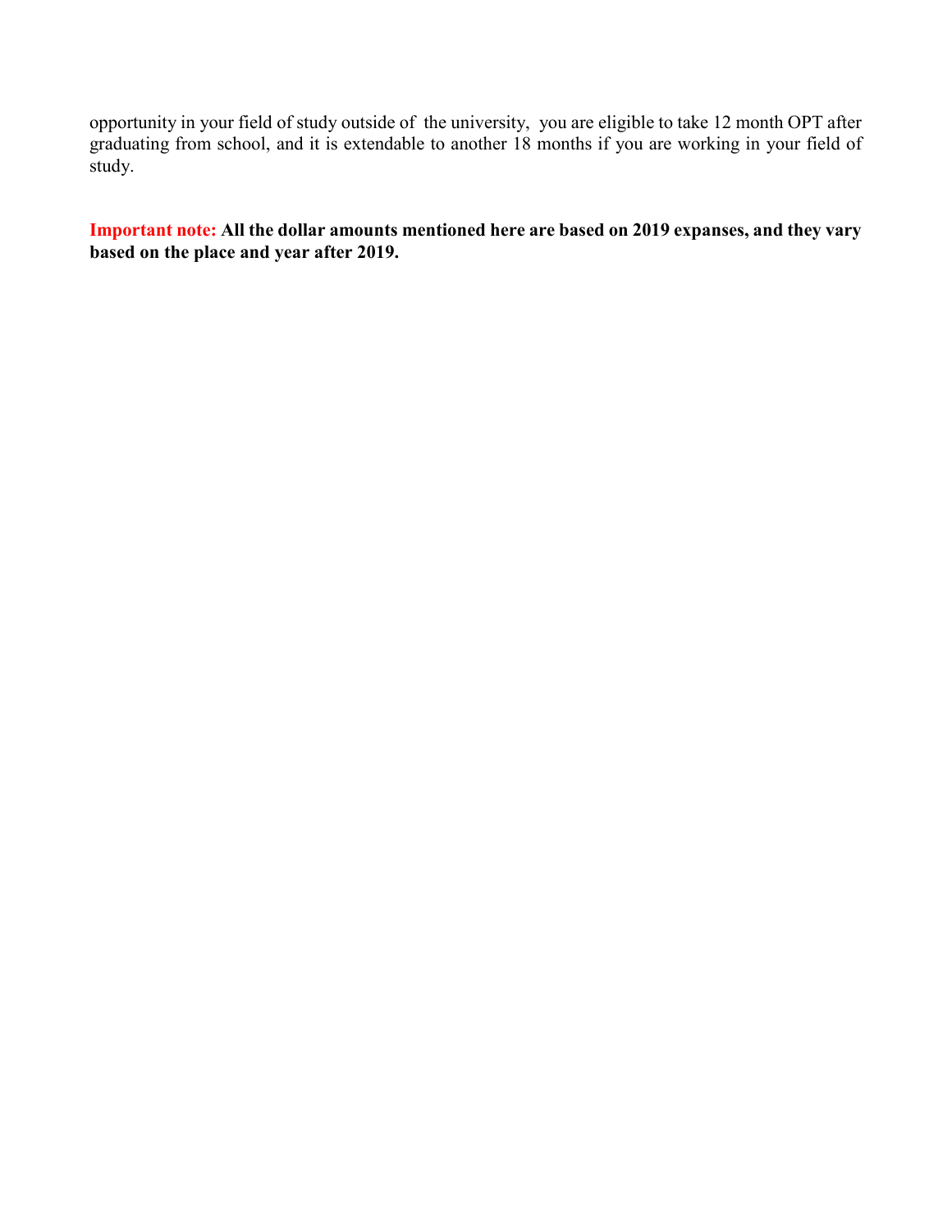opportunity in your field of study outside of the university, you are eligible to take 12 month OPT after graduating from school, and it is extendable to another 18 months if you are working in your field of study.

**Important note: All the dollar amounts mentioned here are based on 2019 expanses, and they vary based on the place and year after 2019.**